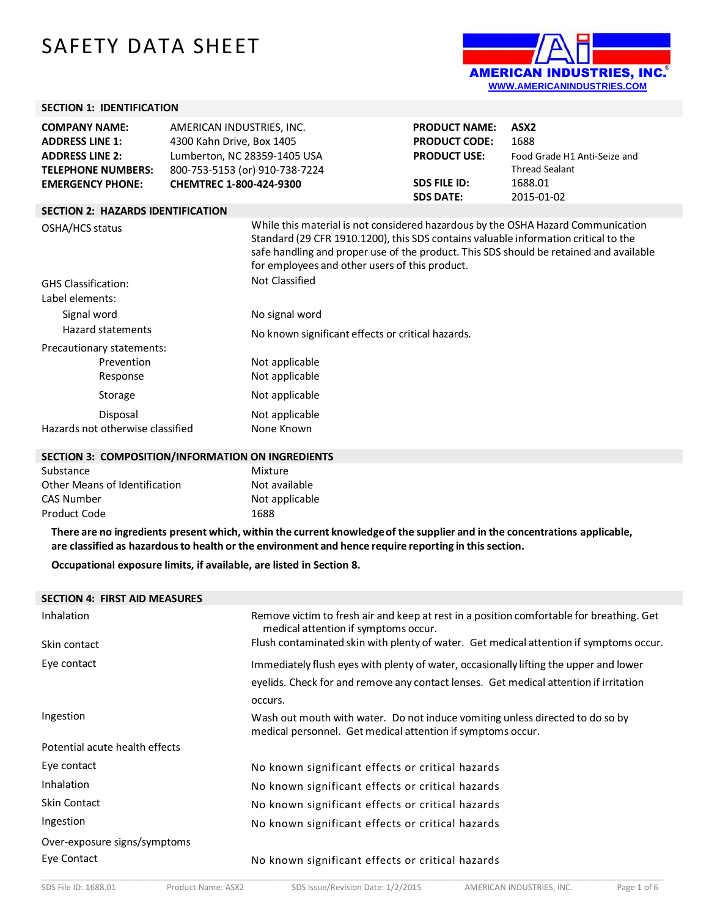# SAFETY DATA SHEET

AMERICAN INDUSTRIES, INC.®
WWW.AMERICANINDUSTRIES.COM

## SECTION 1: IDENTIFICATION

| | |
|---|---|
| **COMPANY NAME:** | AMERICAN INDUSTRIES, INC. |
| **ADDRESS LINE 1:** | 4300 Kahn Drive, Box 1405 |
| **ADDRESS LINE 2:** | Lumberton, NC 28359-1405 USA |
| **TELEPHONE NUMBERS:** | 800-753-5153 (or) 910-738-7224 |
| **EMERGENCY PHONE:** | **CHEMTREC 1-800-424-9300** |

| | |
|---|---|
| **PRODUCT NAME:** | **ASX2** |
| **PRODUCT CODE:** | 1688 |
| **PRODUCT USE:** | Food Grade H1 Anti-Seize and Thread Sealant |
| **SDS FILE ID:** | 1688.01 |
| **SDS DATE:** | 2015-01-02 |

## SECTION 2: HAZARDS IDENTIFICATION

| | |
|---|---|
| OSHA/HCS status | While this material is not considered hazardous by the OSHA Hazard Communication Standard (29 CFR 1910.1200), this SDS contains valuable information critical to the safe handling and proper use of the product. This SDS should be retained and available for employees and other users of this product. |
| GHS Classification: | Not Classified |
| Label elements: | |
| Signal word | No signal word |
| Hazard statements | No known significant effects or critical hazards. |
| Precautionary statements: | |
| Prevention | Not applicable |
| Response | Not applicable |
| Storage | Not applicable |
| Disposal | Not applicable |
| Hazards not otherwise classified | None Known |

## SECTION 3: COMPOSITION/INFORMATION ON INGREDIENTS

| | |
|---|---|
| Substance | Mixture |
| Other Means of Identification | Not available |
| CAS Number | Not applicable |
| Product Code | 1688 |

**There are no ingredients present which, within the current knowledge of the supplier and in the concentrations applicable, are classified as hazardous to health or the environment and hence require reporting in this section.**

**Occupational exposure limits, if available, are listed in Section 8.**

## SECTION 4: FIRST AID MEASURES

| | |
|---|---|
| Inhalation | Remove victim to fresh air and keep at rest in a position comfortable for breathing. Get medical attention if symptoms occur. |
| Skin contact | Flush contaminated skin with plenty of water. Get medical attention if symptoms occur. |
| Eye contact | Immediately flush eyes with plenty of water, occasionally lifting the upper and lower eyelids. Check for and remove any contact lenses. Get medical attention if irritation occurs. |
| Ingestion | Wash out mouth with water. Do not induce vomiting unless directed to do so by medical personnel. Get medical attention if symptoms occur. |
| Potential acute health effects | |
| Eye contact | No known significant effects or critical hazards |
| Inhalation | No known significant effects or critical hazards |
| Skin Contact | No known significant effects or critical hazards |
| Ingestion | No known significant effects or critical hazards |
| Over-exposure signs/symptoms | |
| Eye Contact | No known significant effects or critical hazards |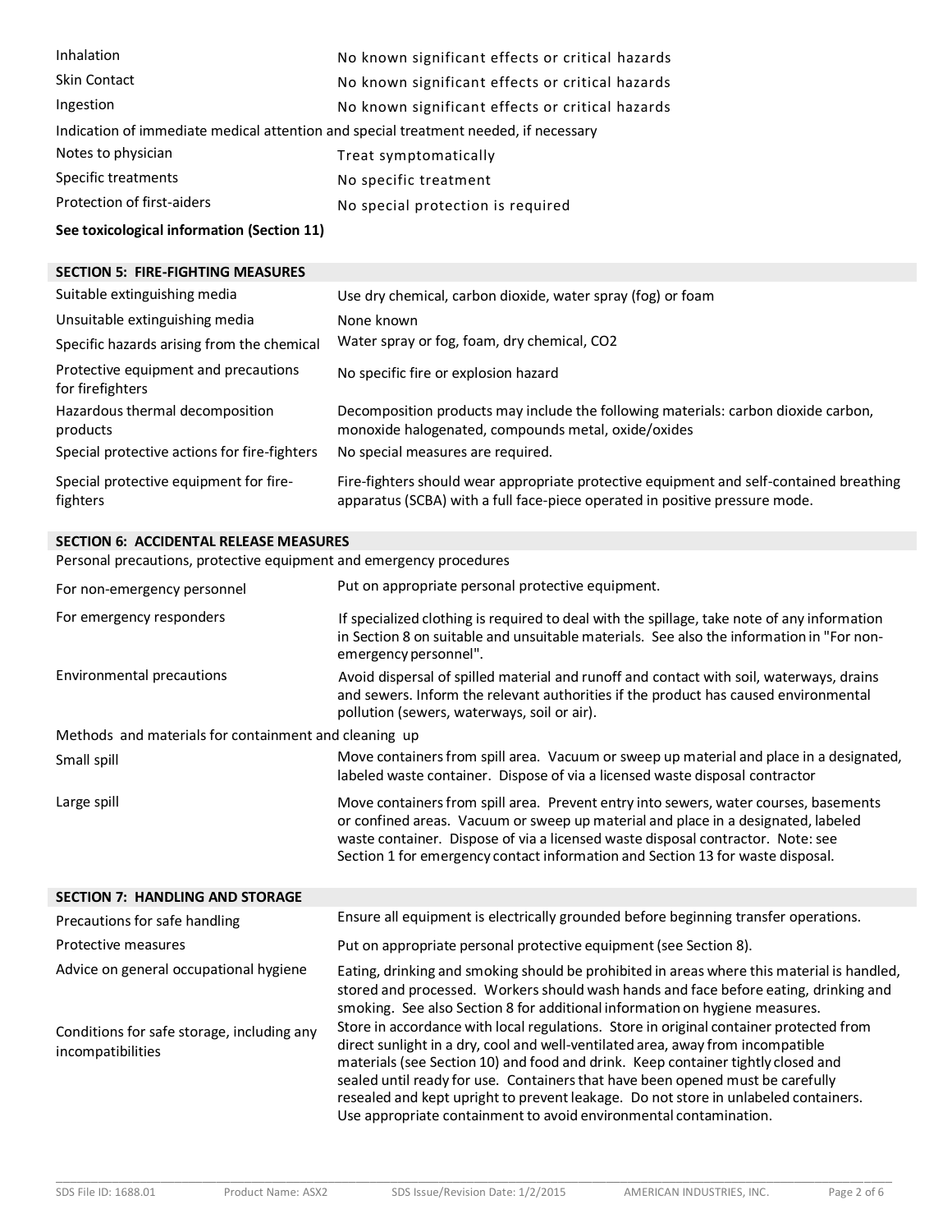| | |
|---|---|
| Inhalation | No known significant effects or critical hazards |
| Skin Contact | No known significant effects or critical hazards |
| Ingestion | No known significant effects or critical hazards |

Indication of immediate medical attention and special treatment needed, if necessary

| | |
|---|---|
| Notes to physician | Treat symptomatically |
| Specific treatments | No specific treatment |
| Protection of first-aiders | No special protection is required |

**See toxicological information (Section 11)**

## SECTION 5: FIRE-FIGHTING MEASURES

| | |
|---|---|
| Suitable extinguishing media | Use dry chemical, carbon dioxide, water spray (fog) or foam |
| Unsuitable extinguishing media | None known |
| Specific hazards arising from the chemical | Water spray or fog, foam, dry chemical, $CO_2$ |
| Protective equipment and precautions for firefighters | No specific fire or explosion hazard |
| Hazardous thermal decomposition products | Decomposition products may include the following materials: carbon dioxide carbon, monoxide halogenated, compounds metal, oxide/oxides |
| Special protective actions for fire-fighters | No special measures are required. |
| Special protective equipment for fire-fighters | Fire-fighters should wear appropriate protective equipment and self-contained breathing apparatus (SCBA) with a full face-piece operated in positive pressure mode. |

## SECTION 6: ACCIDENTAL RELEASE MEASURES

Personal precautions, protective equipment and emergency procedures

| | |
|---|---|
| For non-emergency personnel | Put on appropriate personal protective equipment. |
| For emergency responders | If specialized clothing is required to deal with the spillage, take note of any information in Section 8 on suitable and unsuitable materials. See also the information in "For non-emergency personnel". |
| Environmental precautions | Avoid dispersal of spilled material and runoff and contact with soil, waterways, drains and sewers. Inform the relevant authorities if the product has caused environmental pollution (sewers, waterways, soil or air). |

Methods and materials for containment and cleaning up

| | |
|---|---|
| Small spill | Move containers from spill area. Vacuum or sweep up material and place in a designated, labeled waste container. Dispose of via a licensed waste disposal contractor |
| Large spill | Move containers from spill area. Prevent entry into sewers, water courses, basements or confined areas. Vacuum or sweep up material and place in a designated, labeled waste container. Dispose of via a licensed waste disposal contractor. Note: see Section 1 for emergency contact information and Section 13 for waste disposal. |

## SECTION 7: HANDLING AND STORAGE

| | |
|---|---|
| Precautions for safe handling | Ensure all equipment is electrically grounded before beginning transfer operations. |
| Protective measures | Put on appropriate personal protective equipment (see Section 8). |
| Advice on general occupational hygiene | Eating, drinking and smoking should be prohibited in areas where this material is handled, stored and processed. Workers should wash hands and face before eating, drinking and smoking. See also Section 8 for additional information on hygiene measures. |
| Conditions for safe storage, including any incompatibilities | Store in accordance with local regulations. Store in original container protected from direct sunlight in a dry, cool and well-ventilated area, away from incompatible materials (see Section 10) and food and drink. Keep container tightly closed and sealed until ready for use. Containers that have been opened must be carefully resealed and kept upright to prevent leakage. Do not store in unlabeled containers. Use appropriate containment to avoid environmental contamination. |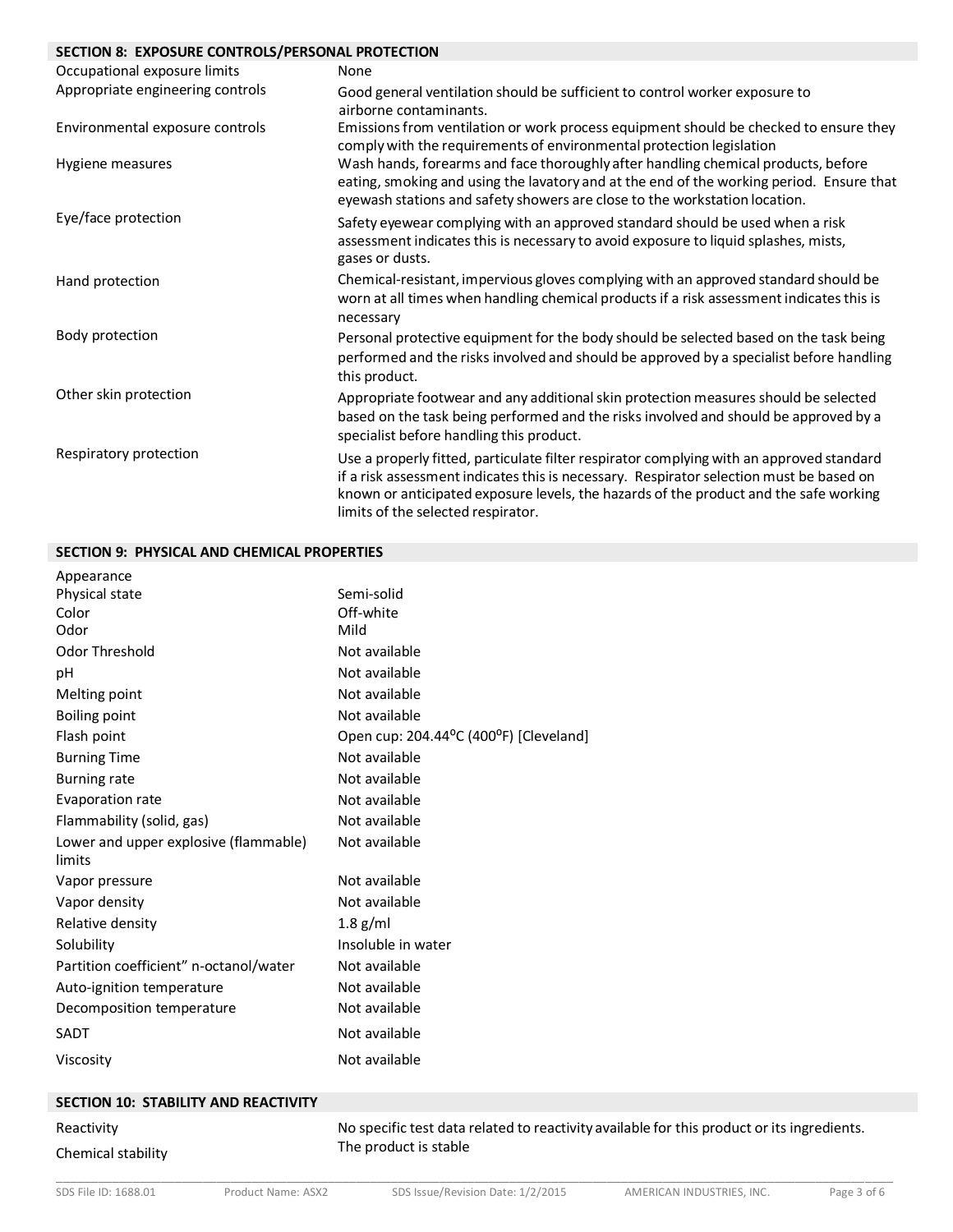## SECTION 8: EXPOSURE CONTROLS/PERSONAL PROTECTION

| | |
|---|---|
| Occupational exposure limits | None |
| Appropriate engineering controls | Good general ventilation should be sufficient to control worker exposure to airborne contaminants. |
| Environmental exposure controls | Emissions from ventilation or work process equipment should be checked to ensure they comply with the requirements of environmental protection legislation |
| Hygiene measures | Wash hands, forearms and face thoroughly after handling chemical products, before eating, smoking and using the lavatory and at the end of the working period. Ensure that eyewash stations and safety showers are close to the workstation location. |
| Eye/face protection | Safety eyewear complying with an approved standard should be used when a risk assessment indicates this is necessary to avoid exposure to liquid splashes, mists, gases or dusts. |
| Hand protection | Chemical-resistant, impervious gloves complying with an approved standard should be worn at all times when handling chemical products if a risk assessment indicates this is necessary |
| Body protection | Personal protective equipment for the body should be selected based on the task being performed and the risks involved and should be approved by a specialist before handling this product. |
| Other skin protection | Appropriate footwear and any additional skin protection measures should be selected based on the task being performed and the risks involved and should be approved by a specialist before handling this product. |
| Respiratory protection | Use a properly fitted, particulate filter respirator complying with an approved standard if a risk assessment indicates this is necessary. Respirator selection must be based on known or anticipated exposure levels, the hazards of the product and the safe working limits of the selected respirator. |

## SECTION 9: PHYSICAL AND CHEMICAL PROPERTIES

| | |
|---|---|
| Appearance | |
| Physical state | Semi-solid |
| Color | Off-white |
| Odor | Mild |
| Odor Threshold | Not available |
| pH | Not available |
| Melting point | Not available |
| Boiling point | Not available |
| Flash point | Open cup: 204.44°C (400°F) [Cleveland] |
| Burning Time | Not available |
| Burning rate | Not available |
| Evaporation rate | Not available |
| Flammability (solid, gas) | Not available |
| Lower and upper explosive (flammable) limits | Not available |
| Vapor pressure | Not available |
| Vapor density | Not available |
| Relative density | 1.8 g/ml |
| Solubility | Insoluble in water |
| Partition coefficient" n-octanol/water | Not available |
| Auto-ignition temperature | Not available |
| Decomposition temperature | Not available |
| SADT | Not available |
| Viscosity | Not available |

## SECTION 10: STABILITY AND REACTIVITY

| | |
|---|---|
| Reactivity | No specific test data related to reactivity available for this product or its ingredients. |
| Chemical stability | The product is stable |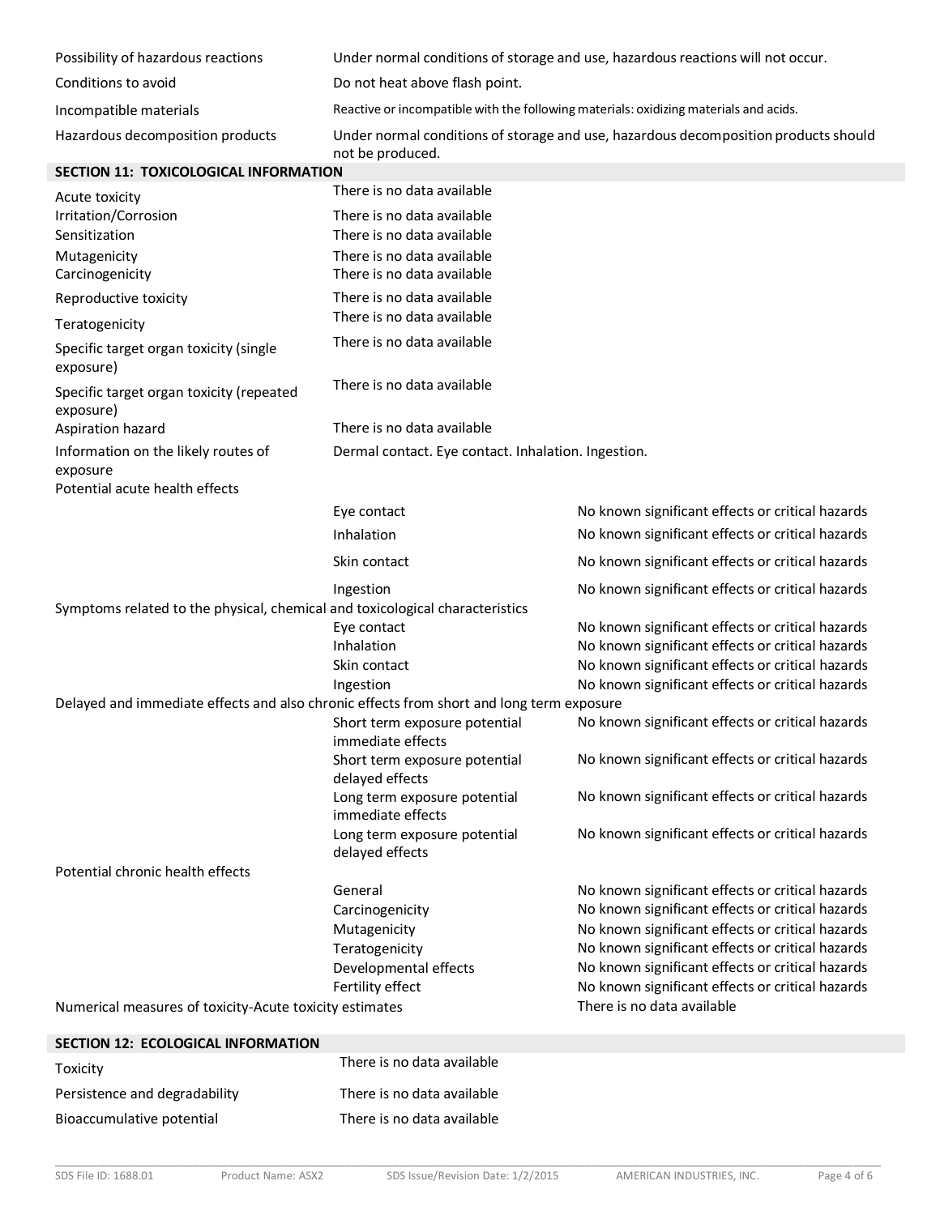| | |
|---|---|
| Possibility of hazardous reactions | Under normal conditions of storage and use, hazardous reactions will not occur. |
| Conditions to avoid | Do not heat above flash point. |
| Incompatible materials | Reactive or incompatible with the following materials: oxidizing materials and acids. |
| Hazardous decomposition products | Under normal conditions of storage and use, hazardous decomposition products should not be produced. |

## SECTION 11: TOXICOLOGICAL INFORMATION

| | |
|---|---|
| Acute toxicity | There is no data available |
| Irritation/Corrosion | There is no data available |
| Sensitization | There is no data available |
| Mutagenicity | There is no data available |
| Carcinogenicity | There is no data available |
| Reproductive toxicity | There is no data available |
| Teratogenicity | There is no data available |
| Specific target organ toxicity (single exposure) | There is no data available |
| Specific target organ toxicity (repeated exposure) | There is no data available |
| Aspiration hazard | There is no data available |
| Information on the likely routes of exposure | Dermal contact. Eye contact. Inhalation. Ingestion. |

**Potential acute health effects**

| | |
|---|---|
| Eye contact | No known significant effects or critical hazards |
| Inhalation | No known significant effects or critical hazards |
| Skin contact | No known significant effects or critical hazards |
| Ingestion | No known significant effects or critical hazards |

**Symptoms related to the physical, chemical and toxicological characteristics**

| | |
|---|---|
| Eye contact | No known significant effects or critical hazards |
| Inhalation | No known significant effects or critical hazards |
| Skin contact | No known significant effects or critical hazards |
| Ingestion | No known significant effects or critical hazards |

**Delayed and immediate effects and also chronic effects from short and long term exposure**

| | |
|---|---|
| Short term exposure potential immediate effects | No known significant effects or critical hazards |
| Short term exposure potential delayed effects | No known significant effects or critical hazards |
| Long term exposure potential immediate effects | No known significant effects or critical hazards |
| Long term exposure potential delayed effects | No known significant effects or critical hazards |

**Potential chronic health effects**

| | |
|---|---|
| General | No known significant effects or critical hazards |
| Carcinogenicity | No known significant effects or critical hazards |
| Mutagenicity | No known significant effects or critical hazards |
| Teratogenicity | No known significant effects or critical hazards |
| Developmental effects | No known significant effects or critical hazards |
| Fertility effect | No known significant effects or critical hazards |

Numerical measures of toxicity-Acute toxicity estimates: There is no data available

## SECTION 12: ECOLOGICAL INFORMATION

| | |
|---|---|
| Toxicity | There is no data available |
| Persistence and degradability | There is no data available |
| Bioaccumulative potential | There is no data available |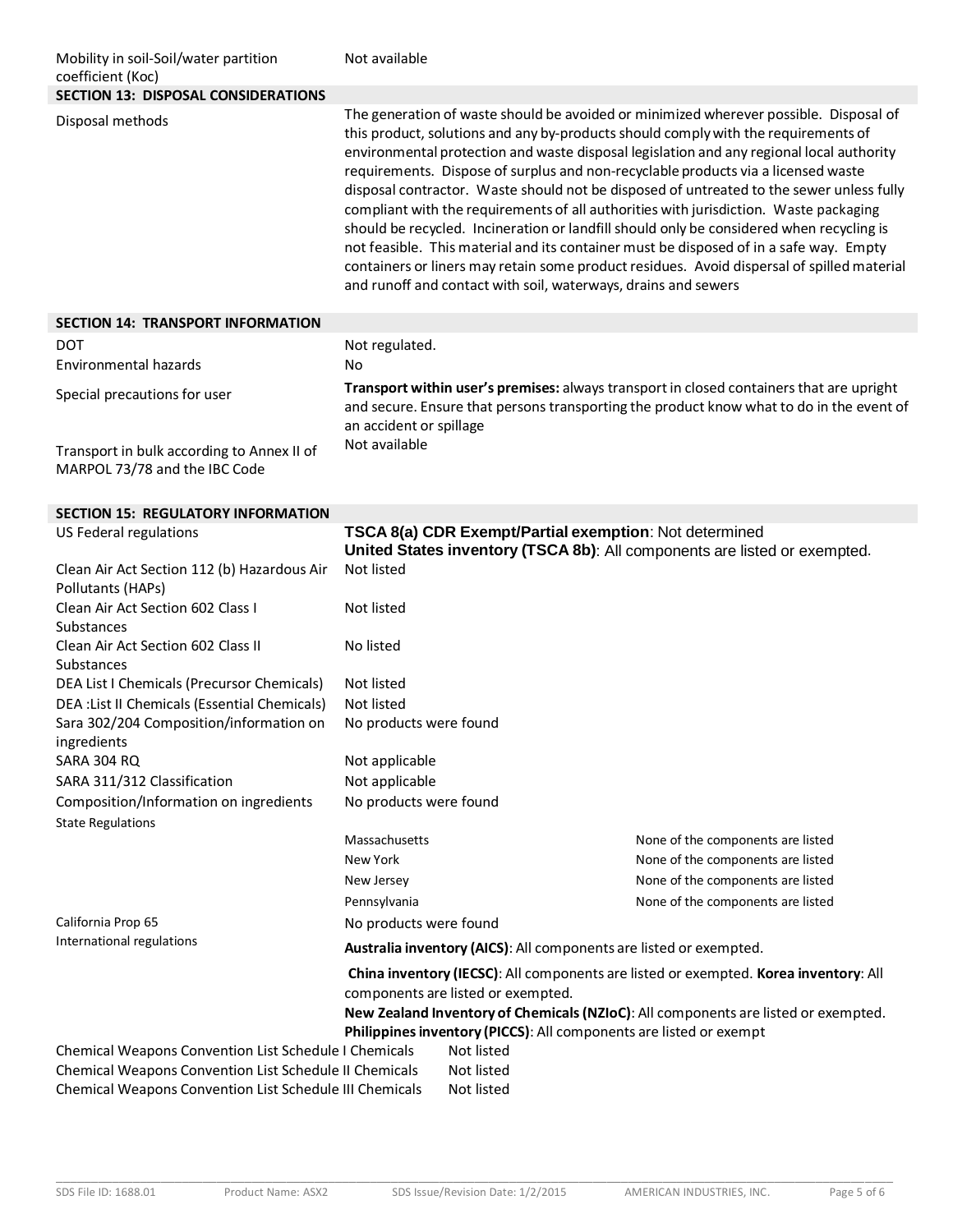| | |
|---|---|
| Mobility in soil-Soil/water partition coefficient (Koc) | Not available |

## SECTION 13: DISPOSAL CONSIDERATIONS

| | |
|---|---|
| Disposal methods | The generation of waste should be avoided or minimized wherever possible. Disposal of this product, solutions and any by-products should comply with the requirements of environmental protection and waste disposal legislation and any regional local authority requirements. Dispose of surplus and non-recyclable products via a licensed waste disposal contractor. Waste should not be disposed of untreated to the sewer unless fully compliant with the requirements of all authorities with jurisdiction. Waste packaging should be recycled. Incineration or landfill should only be considered when recycling is not feasible. This material and its container must be disposed of in a safe way. Empty containers or liners may retain some product residues. Avoid dispersal of spilled material and runoff and contact with soil, waterways, drains and sewers |

## SECTION 14: TRANSPORT INFORMATION

| | |
|---|---|
| DOT | Not regulated. |
| Environmental hazards | No |
| Special precautions for user | **Transport within user's premises:** always transport in closed containers that are upright and secure. Ensure that persons transporting the product know what to do in the event of an accident or spillage |
| Transport in bulk according to Annex II of MARPOL 73/78 and the IBC Code | Not available |

## SECTION 15: REGULATORY INFORMATION

| | | |
|---|---|---|
| US Federal regulations | **TSCA 8(a) CDR Exempt/Partial exemption**: Not determined<br>**United States inventory (TSCA 8b)**: All components are listed or exempted. | |
| Clean Air Act Section 112 (b) Hazardous Air Pollutants (HAPs) | Not listed | |
| Clean Air Act Section 602 Class I Substances | Not listed | |
| Clean Air Act Section 602 Class II Substances | No listed | |
| DEA List I Chemicals (Precursor Chemicals) | Not listed | |
| DEA :List II Chemicals (Essential Chemicals) | Not listed | |
| Sara 302/204 Composition/information on ingredients | No products were found | |
| SARA 304 RQ | Not applicable | |
| SARA 311/312 Classification | Not applicable | |
| Composition/Information on ingredients | No products were found | |
| State Regulations | | |
| | Massachusetts | None of the components are listed |
| | New York | None of the components are listed |
| | New Jersey | None of the components are listed |
| | Pennsylvania | None of the components are listed |
| California Prop 65 | No products were found | |
| International regulations | **Australia inventory (AICS)**: All components are listed or exempted.<br>**China inventory (IECSC)**: All components are listed or exempted. **Korea inventory**: All components are listed or exempted.<br>**New Zealand Inventory of Chemicals (NZIoC)**: All components are listed or exempted.<br>**Philippines inventory (PICCS)**: All components are listed or exempt | |

| | |
|---|---|
| Chemical Weapons Convention List Schedule I Chemicals | Not listed |
| Chemical Weapons Convention List Schedule II Chemicals | Not listed |
| Chemical Weapons Convention List Schedule III Chemicals | Not listed |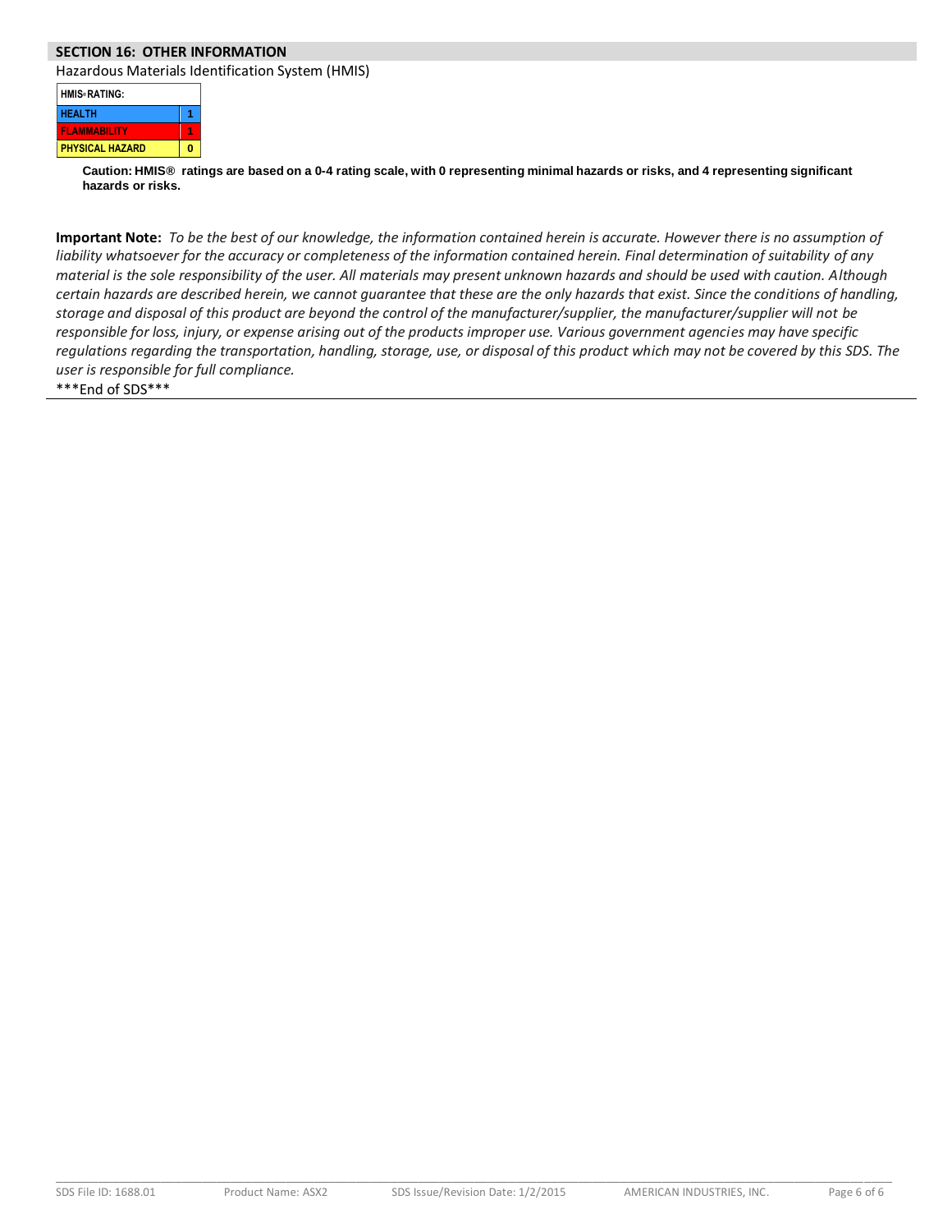## SECTION 16: OTHER INFORMATION

Hazardous Materials Identification System (HMIS)

| HMIS® RATING: | |
|---|---|
| HEALTH | 1 |
| FLAMMABILITY | 1 |
| PHYSICAL HAZARD | 0 |

**Caution: HMIS® ratings are based on a 0-4 rating scale, with 0 representing minimal hazards or risks, and 4 representing significant hazards or risks.**

**Important Note:** *To be the best of our knowledge, the information contained herein is accurate. However there is no assumption of liability whatsoever for the accuracy or completeness of the information contained herein. Final determination of suitability of any material is the sole responsibility of the user. All materials may present unknown hazards and should be used with caution. Although certain hazards are described herein, we cannot guarantee that these are the only hazards that exist. Since the conditions of handling, storage and disposal of this product are beyond the control of the manufacturer/supplier, the manufacturer/supplier will not be responsible for loss, injury, or expense arising out of the products improper use. Various government agencies may have specific regulations regarding the transportation, handling, storage, use, or disposal of this product which may not be covered by this SDS. The user is responsible for full compliance.*

***End of SDS***